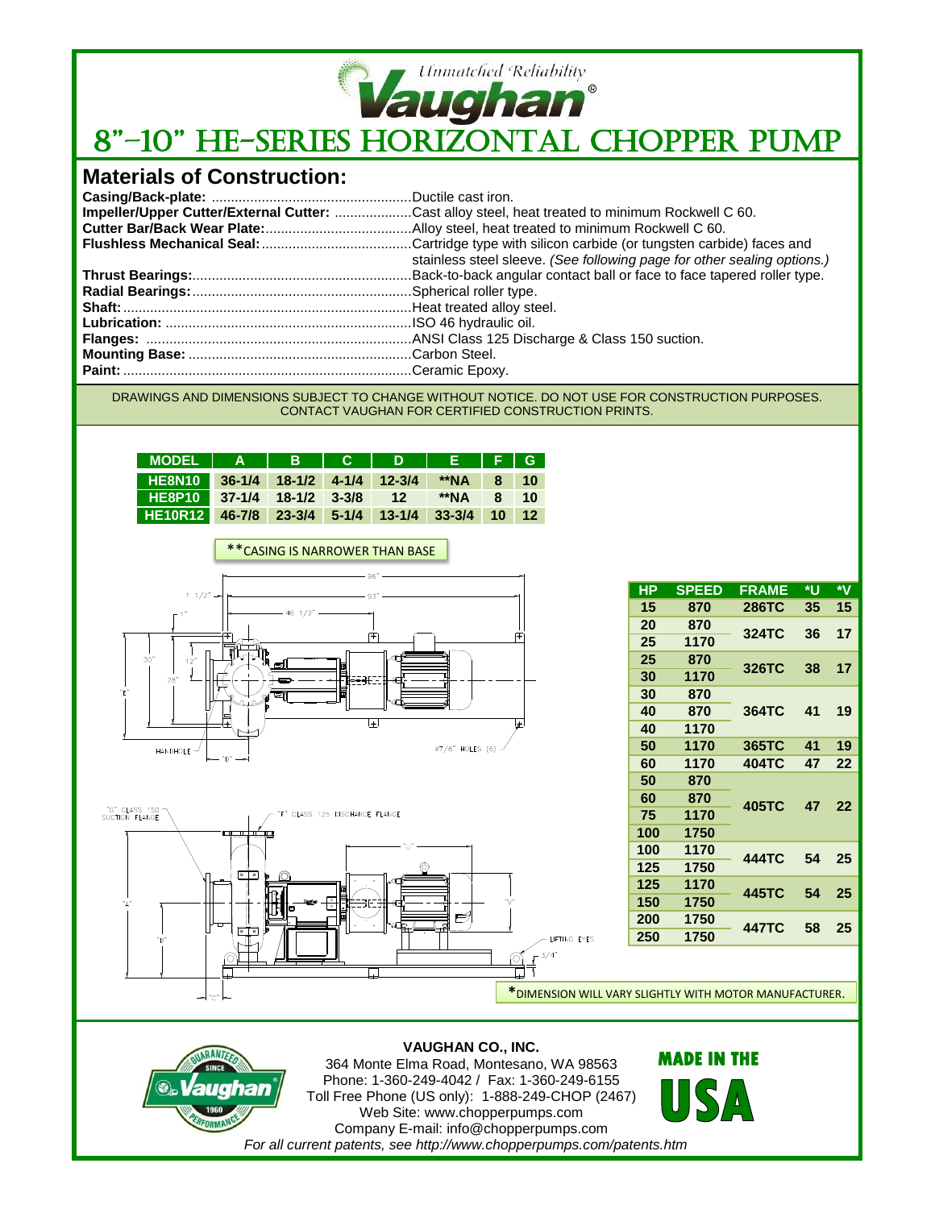*Unmatched Reliability*

**Vaughan®**

# 8"-10" HE-SERIES HORIZONTAL CHOPPER PUMP

## Materials of Construction:

**Casing/Back-plate:** ....................................................Ductile cast iron.
**Impeller/Upper Cutter/External Cutter:** ....................Cast alloy steel, heat treated to minimum Rockwell C 60.
**Cutter Bar/Back Wear Plate:**......................................Alloy steel, heat treated to minimum Rockwell C 60.
**Flushless Mechanical Seal:**.......................................Cartridge type with silicon carbide (or tungsten carbide) faces and stainless steel sleeve. *(See following page for other sealing options.)*
**Thrust Bearings:**.........................................................Back-to-back angular contact ball or face to face tapered roller type.
**Radial Bearings:**.........................................................Spherical roller type.
**Shaft:**..........................................................................Heat treated alloy steel.
**Lubrication:** ................................................................ISO 46 hydraulic oil.
**Flanges:** .....................................................................ANSI Class 125 Discharge & Class 150 suction.
**Mounting Base:** ..........................................................Carbon Steel.
**Paint:** ..........................................................................Ceramic Epoxy.

DRAWINGS AND DIMENSIONS SUBJECT TO CHANGE WITHOUT NOTICE. DO NOT USE FOR CONSTRUCTION PURPOSES. CONTACT VAUGHAN FOR CERTIFIED CONSTRUCTION PRINTS.

| MODEL | A | B | C | D | E | F | G |
|---|---|---|---|---|---|---|---|
| HE8N10 | 36-1/4 | 18-1/2 | 4-1/4 | 12-3/4 | **NA | 8 | 10 |
| HE8P10 | 37-1/4 | 18-1/2 | 3-3/8 | 12 | **NA | 8 | 10 |
| HE10R12 | 46-7/8 | 23-3/4 | 5-1/4 | 13-1/4 | 33-3/4 | 10 | 12 |

**CASING IS NARROWER THAN BASE

96" · 93" · 46 1/2" · 1 1/2" · 1" · 30" · 12" · 28" · "E" · HANDHOLE · "D" · Ø7/8" HOLES (6)

"G" CLASS 150 SUCTION FLANGE · "F" CLASS 125 DISCHARGE FLANGE · "U" · "A" · "B" · "V" · LIFTING EYES · 3/4" · "C"

| HP | SPEED | FRAME | *U | *V |
|---|---|---|---|---|
| 15 | 870 | 286TC | 35 | 15 |
| 20 | 870 | 324TC | 36 | 17 |
| 25 | 1170 | | | |
| 25 | 870 | 326TC | 38 | 17 |
| 30 | 1170 | | | |
| 30 | 870 | 364TC | 41 | 19 |
| 40 | 870 | | | |
| 40 | 1170 | | | |
| 50 | 1170 | 365TC | 41 | 19 |
| 60 | 1170 | 404TC | 47 | 22 |
| 50 | 870 | 405TC | 47 | 22 |
| 60 | 870 | | | |
| 75 | 1170 | | | |
| 100 | 1750 | | | |
| 100 | 1170 | 444TC | 54 | 25 |
| 125 | 1750 | | | |
| 125 | 1170 | 445TC | 54 | 25 |
| 150 | 1750 | | | |
| 200 | 1750 | 447TC | 58 | 25 |
| 250 | 1750 | | | |

*DIMENSION WILL VARY SLIGHTLY WITH MOTOR MANUFACTURER.

GUARANTEED PERFORMANCE SINCE 1960 Vaughan®

**VAUGHAN CO., INC.**
364 Monte Elma Road, Montesano, WA 98563
Phone: 1-360-249-4042 / Fax: 1-360-249-6155
Toll Free Phone (US only): 1-888-249-CHOP (2467)
Web Site: www.chopperpumps.com
Company E-mail: info@chopperpumps.com
*For all current patents, see http://www.chopperpumps.com/patents.htm*

MADE IN THE USA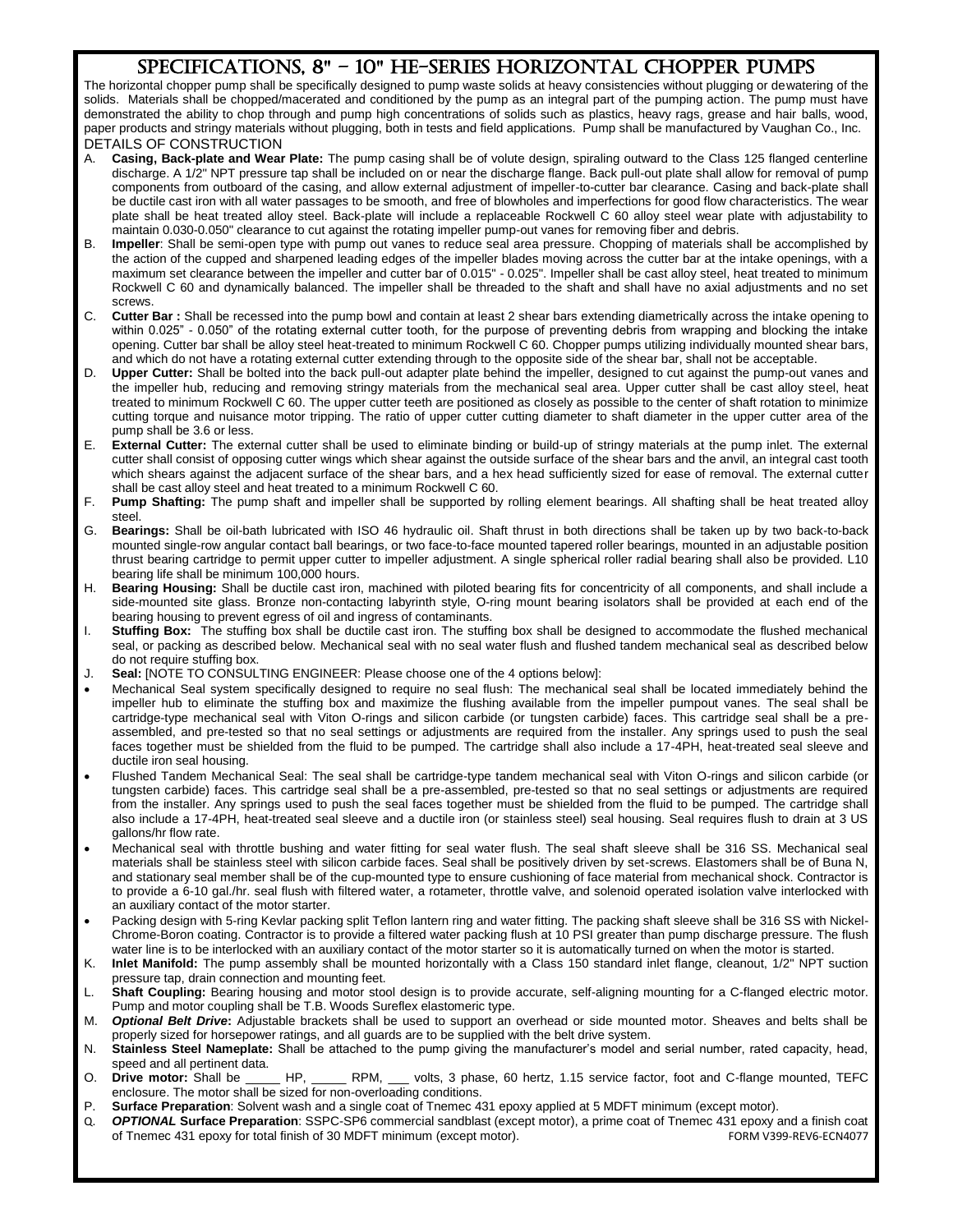# SPECIFICATIONS, 8" - 10" HE-SERIES HORIZONTAL CHOPPER PUMPS

The horizontal chopper pump shall be specifically designed to pump waste solids at heavy consistencies without plugging or dewatering of the solids. Materials shall be chopped/macerated and conditioned by the pump as an integral part of the pumping action. The pump must have demonstrated the ability to chop through and pump high concentrations of solids such as plastics, heavy rags, grease and hair balls, wood, paper products and stringy materials without plugging, both in tests and field applications. Pump shall be manufactured by Vaughan Co., Inc.

DETAILS OF CONSTRUCTION

A. **Casing, Back-plate and Wear Plate:** The pump casing shall be of volute design, spiraling outward to the Class 125 flanged centerline discharge. A 1/2" NPT pressure tap shall be included on or near the discharge flange. Back pull-out plate shall allow for removal of pump components from outboard of the casing, and allow external adjustment of impeller-to-cutter bar clearance. Casing and back-plate shall be ductile cast iron with all water passages to be smooth, and free of blowholes and imperfections for good flow characteristics. The wear plate shall be heat treated alloy steel. Back-plate will include a replaceable Rockwell C 60 alloy steel wear plate with adjustability to maintain 0.030-0.050" clearance to cut against the rotating impeller pump-out vanes for removing fiber and debris.

B. **Impeller**: Shall be semi-open type with pump out vanes to reduce seal area pressure. Chopping of materials shall be accomplished by the action of the cupped and sharpened leading edges of the impeller blades moving across the cutter bar at the intake openings, with a maximum set clearance between the impeller and cutter bar of 0.015" - 0.025". Impeller shall be cast alloy steel, heat treated to minimum Rockwell C 60 and dynamically balanced. The impeller shall be threaded to the shaft and shall have no axial adjustments and no set screws.

C. **Cutter Bar :** Shall be recessed into the pump bowl and contain at least 2 shear bars extending diametrically across the intake opening to within 0.025" - 0.050" of the rotating external cutter tooth, for the purpose of preventing debris from wrapping and blocking the intake opening. Cutter bar shall be alloy steel heat-treated to minimum Rockwell C 60. Chopper pumps utilizing individually mounted shear bars, and which do not have a rotating external cutter extending through to the opposite side of the shear bar, shall not be acceptable.

D. **Upper Cutter:** Shall be bolted into the back pull-out adapter plate behind the impeller, designed to cut against the pump-out vanes and the impeller hub, reducing and removing stringy materials from the mechanical seal area. Upper cutter shall be cast alloy steel, heat treated to minimum Rockwell C 60. The upper cutter teeth are positioned as closely as possible to the center of shaft rotation to minimize cutting torque and nuisance motor tripping. The ratio of upper cutter cutting diameter to shaft diameter in the upper cutter area of the pump shall be 3.6 or less.

E. **External Cutter:** The external cutter shall be used to eliminate binding or build-up of stringy materials at the pump inlet. The external cutter shall consist of opposing cutter wings which shear against the outside surface of the shear bars and the anvil, an integral cast tooth which shears against the adjacent surface of the shear bars, and a hex head sufficiently sized for ease of removal. The external cutter shall be cast alloy steel and heat treated to a minimum Rockwell C 60.

F. **Pump Shafting:** The pump shaft and impeller shall be supported by rolling element bearings. All shafting shall be heat treated alloy steel.

G. **Bearings:** Shall be oil-bath lubricated with ISO 46 hydraulic oil. Shaft thrust in both directions shall be taken up by two back-to-back mounted single-row angular contact ball bearings, or two face-to-face mounted tapered roller bearings, mounted in an adjustable position thrust bearing cartridge to permit upper cutter to impeller adjustment. A single spherical roller radial bearing shall also be provided. L10 bearing life shall be minimum 100,000 hours.

H. **Bearing Housing:** Shall be ductile cast iron, machined with piloted bearing fits for concentricity of all components, and shall include a side-mounted site glass. Bronze non-contacting labyrinth style, O-ring mount bearing isolators shall be provided at each end of the bearing housing to prevent egress of oil and ingress of contaminants.

I. **Stuffing Box:** The stuffing box shall be ductile cast iron. The stuffing box shall be designed to accommodate the flushed mechanical seal, or packing as described below. Mechanical seal with no seal water flush and flushed tandem mechanical seal as described below do not require stuffing box.

J. **Seal:** [NOTE TO CONSULTING ENGINEER: Please choose one of the 4 options below]:

- Mechanical Seal system specifically designed to require no seal flush: The mechanical seal shall be located immediately behind the impeller hub to eliminate the stuffing box and maximize the flushing available from the impeller pumpout vanes. The seal shall be cartridge-type mechanical seal with Viton O-rings and silicon carbide (or tungsten carbide) faces. This cartridge seal shall be a pre-assembled, and pre-tested so that no seal settings or adjustments are required from the installer. Any springs used to push the seal faces together must be shielded from the fluid to be pumped. The cartridge shall also include a 17-4PH, heat-treated seal sleeve and ductile iron seal housing.
- Flushed Tandem Mechanical Seal: The seal shall be cartridge-type tandem mechanical seal with Viton O-rings and silicon carbide (or tungsten carbide) faces. This cartridge seal shall be a pre-assembled, pre-tested so that no seal settings or adjustments are required from the installer. Any springs used to push the seal faces together must be shielded from the fluid to be pumped. The cartridge shall also include a 17-4PH, heat-treated seal sleeve and a ductile iron (or stainless steel) seal housing. Seal requires flush to drain at 3 US gallons/hr flow rate.
- Mechanical seal with throttle bushing and water fitting for seal water flush. The seal shaft sleeve shall be 316 SS. Mechanical seal materials shall be stainless steel with silicon carbide faces. Seal shall be positively driven by set-screws. Elastomers shall be of Buna N, and stationary seal member shall be of the cup-mounted type to ensure cushioning of face material from mechanical shock. Contractor is to provide a 6-10 gal./hr. seal flush with filtered water, a rotameter, throttle valve, and solenoid operated isolation valve interlocked with an auxiliary contact of the motor starter.
- Packing design with 5-ring Kevlar packing split Teflon lantern ring and water fitting. The packing shaft sleeve shall be 316 SS with Nickel-Chrome-Boron coating. Contractor is to provide a filtered water packing flush at 10 PSI greater than pump discharge pressure. The flush water line is to be interlocked with an auxiliary contact of the motor starter so it is automatically turned on when the motor is started.

K. **Inlet Manifold:** The pump assembly shall be mounted horizontally with a Class 150 standard inlet flange, cleanout, 1/2" NPT suction pressure tap, drain connection and mounting feet.

L. **Shaft Coupling:** Bearing housing and motor stool design is to provide accurate, self-aligning mounting for a C-flanged electric motor. Pump and motor coupling shall be T.B. Woods Sureflex elastomeric type.

M. ***Optional Belt Drive*:** Adjustable brackets shall be used to support an overhead or side mounted motor. Sheaves and belts shall be properly sized for horsepower ratings, and all guards are to be supplied with the belt drive system.

N. **Stainless Steel Nameplate:** Shall be attached to the pump giving the manufacturer's model and serial number, rated capacity, head, speed and all pertinent data.

O. **Drive motor:** Shall be _____ HP, _____ RPM, ___ volts, 3 phase, 60 hertz, 1.15 service factor, foot and C-flange mounted, TEFC enclosure. The motor shall be sized for non-overloading conditions.

P. **Surface Preparation**: Solvent wash and a single coat of Tnemec 431 epoxy applied at 5 MDFT minimum (except motor).

Q. ***OPTIONAL* Surface Preparation**: SSPC-SP6 commercial sandblast (except motor), a prime coat of Tnemec 431 epoxy and a finish coat of Tnemec 431 epoxy for total finish of 30 MDFT minimum (except motor).

FORM V399-REV6-ECN4077